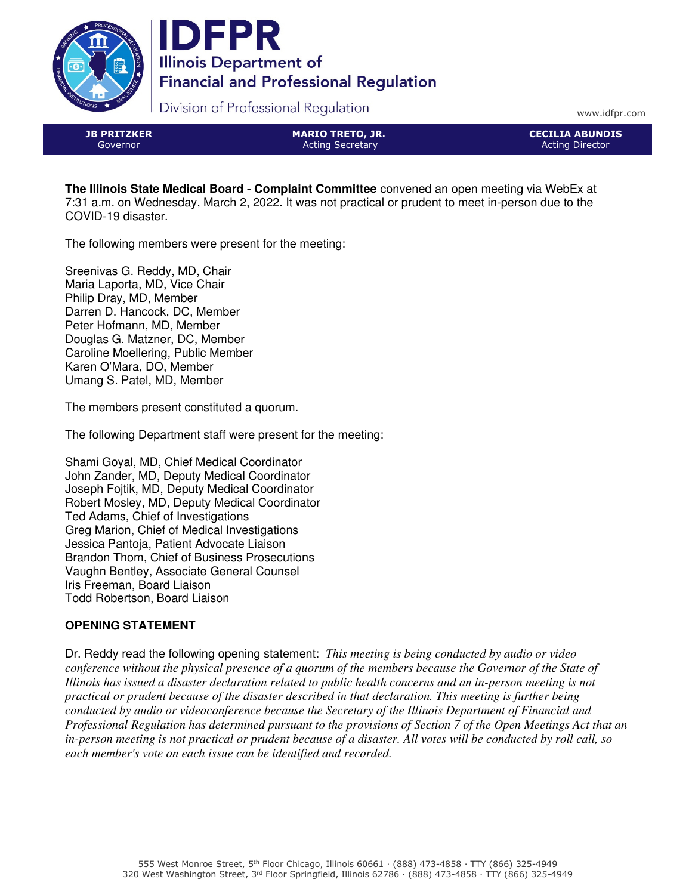# IDFPR

**Illinois Department of Financial and Professional Regulation**

Division of Professional Regulation

www.idfpr.com

| **JB PRITZKER** Governor | **MARIO TRETO, JR.** Acting Secretary | **CECILIA ABUNDIS** Acting Director |
|---|---|---|

**The Illinois State Medical Board - Complaint Committee** convened an open meeting via WebEx at 7:31 a.m. on Wednesday, March 2, 2022. It was not practical or prudent to meet in-person due to the COVID-19 disaster.

The following members were present for the meeting:

Sreenivas G. Reddy, MD, Chair
Maria Laporta, MD, Vice Chair
Philip Dray, MD, Member
Darren D. Hancock, DC, Member
Peter Hofmann, MD, Member
Douglas G. Matzner, DC, Member
Caroline Moellering, Public Member
Karen O'Mara, DO, Member
Umang S. Patel, MD, Member

<u>The members present constituted a quorum.</u>

The following Department staff were present for the meeting:

Shami Goyal, MD, Chief Medical Coordinator
John Zander, MD, Deputy Medical Coordinator
Joseph Fojtik, MD, Deputy Medical Coordinator
Robert Mosley, MD, Deputy Medical Coordinator
Ted Adams, Chief of Investigations
Greg Marion, Chief of Medical Investigations
Jessica Pantoja, Patient Advocate Liaison
Brandon Thom, Chief of Business Prosecutions
Vaughn Bentley, Associate General Counsel
Iris Freeman, Board Liaison
Todd Robertson, Board Liaison

## OPENING STATEMENT

Dr. Reddy read the following opening statement: *This meeting is being conducted by audio or video conference without the physical presence of a quorum of the members because the Governor of the State of Illinois has issued a disaster declaration related to public health concerns and an in-person meeting is not practical or prudent because of the disaster described in that declaration. This meeting is further being conducted by audio or videoconference because the Secretary of the Illinois Department of Financial and Professional Regulation has determined pursuant to the provisions of Section 7 of the Open Meetings Act that an in-person meeting is not practical or prudent because of a disaster. All votes will be conducted by roll call, so each member's vote on each issue can be identified and recorded.*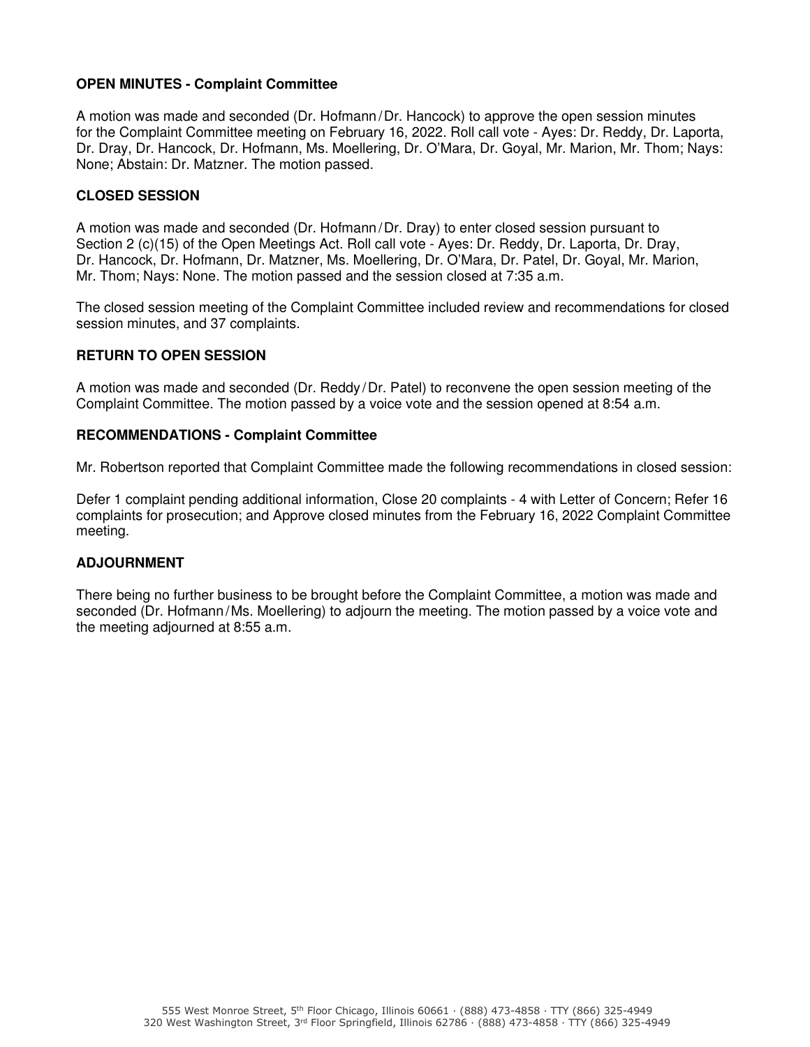### OPEN MINUTES - Complaint Committee

A motion was made and seconded (Dr. Hofmann / Dr. Hancock) to approve the open session minutes for the Complaint Committee meeting on February 16, 2022. Roll call vote - Ayes: Dr. Reddy, Dr. Laporta, Dr. Dray, Dr. Hancock, Dr. Hofmann, Ms. Moellering, Dr. O'Mara, Dr. Goyal, Mr. Marion, Mr. Thom; Nays: None; Abstain: Dr. Matzner. The motion passed.

### CLOSED SESSION

A motion was made and seconded (Dr. Hofmann / Dr. Dray) to enter closed session pursuant to Section 2 (c)(15) of the Open Meetings Act. Roll call vote - Ayes: Dr. Reddy, Dr. Laporta, Dr. Dray, Dr. Hancock, Dr. Hofmann, Dr. Matzner, Ms. Moellering, Dr. O'Mara, Dr. Patel, Dr. Goyal, Mr. Marion, Mr. Thom; Nays: None. The motion passed and the session closed at 7:35 a.m.

The closed session meeting of the Complaint Committee included review and recommendations for closed session minutes, and 37 complaints.

### RETURN TO OPEN SESSION

A motion was made and seconded (Dr. Reddy / Dr. Patel) to reconvene the open session meeting of the Complaint Committee. The motion passed by a voice vote and the session opened at 8:54 a.m.

### RECOMMENDATIONS - Complaint Committee

Mr. Robertson reported that Complaint Committee made the following recommendations in closed session:

Defer 1 complaint pending additional information, Close 20 complaints - 4 with Letter of Concern; Refer 16 complaints for prosecution; and Approve closed minutes from the February 16, 2022 Complaint Committee meeting.

### ADJOURNMENT

There being no further business to be brought before the Complaint Committee, a motion was made and seconded (Dr. Hofmann / Ms. Moellering) to adjourn the meeting. The motion passed by a voice vote and the meeting adjourned at 8:55 a.m.

555 West Monroe Street, 5th Floor Chicago, Illinois 60661 · (888) 473-4858 · TTY (866) 325-4949
320 West Washington Street, 3rd Floor Springfield, Illinois 62786 · (888) 473-4858 · TTY (866) 325-4949